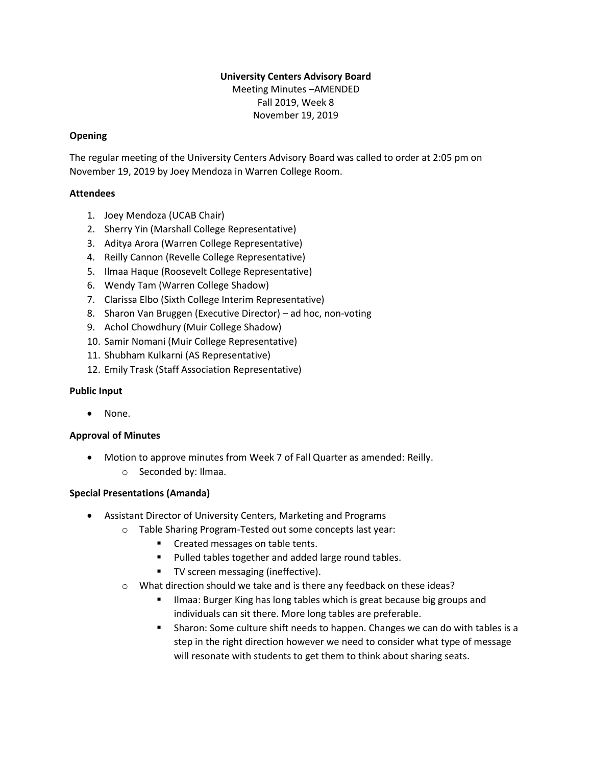**University Centers Advisory Board**

Meeting Minutes –AMENDED

Fall 2019, Week 8

November 19, 2019

**Opening**

The regular meeting of the University Centers Advisory Board was called to order at 2:05 pm on November 19, 2019 by Joey Mendoza in Warren College Room.

**Attendees**

1. Joey Mendoza (UCAB Chair)
2. Sherry Yin (Marshall College Representative)
3. Aditya Arora (Warren College Representative)
4. Reilly Cannon (Revelle College Representative)
5. Ilmaa Haque (Roosevelt College Representative)
6. Wendy Tam (Warren College Shadow)
7. Clarissa Elbo (Sixth College Interim Representative)
8. Sharon Van Bruggen (Executive Director) – ad hoc, non-voting
9. Achol Chowdhury (Muir College Shadow)
10. Samir Nomani (Muir College Representative)
11. Shubham Kulkarni (AS Representative)
12. Emily Trask (Staff Association Representative)

**Public Input**

- None.

**Approval of Minutes**

- Motion to approve minutes from Week 7 of Fall Quarter as amended: Reilly.
  - Seconded by: Ilmaa.

**Special Presentations (Amanda)**

- Assistant Director of University Centers, Marketing and Programs
  - Table Sharing Program-Tested out some concepts last year:
    - Created messages on table tents.
    - Pulled tables together and added large round tables.
    - TV screen messaging (ineffective).
  - What direction should we take and is there any feedback on these ideas?
    - Ilmaa: Burger King has long tables which is great because big groups and individuals can sit there. More long tables are preferable.
    - Sharon: Some culture shift needs to happen. Changes we can do with tables is a step in the right direction however we need to consider what type of message will resonate with students to get them to think about sharing seats.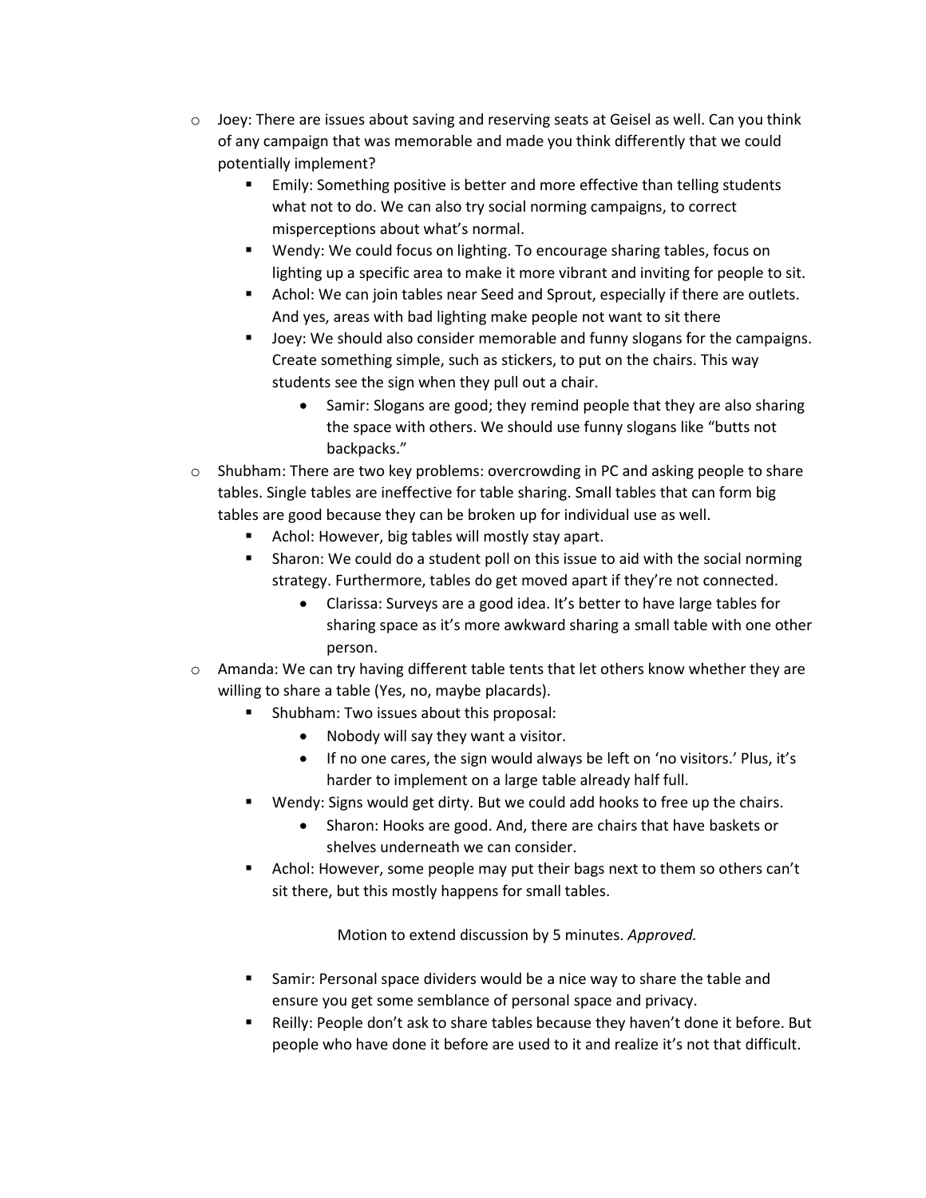- Joey: There are issues about saving and reserving seats at Geisel as well. Can you think of any campaign that was memorable and made you think differently that we could potentially implement?
  - Emily: Something positive is better and more effective than telling students what not to do. We can also try social norming campaigns, to correct misperceptions about what's normal.
  - Wendy: We could focus on lighting. To encourage sharing tables, focus on lighting up a specific area to make it more vibrant and inviting for people to sit.
  - Achol: We can join tables near Seed and Sprout, especially if there are outlets. And yes, areas with bad lighting make people not want to sit there
  - Joey: We should also consider memorable and funny slogans for the campaigns. Create something simple, such as stickers, to put on the chairs. This way students see the sign when they pull out a chair.
    - Samir: Slogans are good; they remind people that they are also sharing the space with others. We should use funny slogans like "butts not backpacks."
- Shubham: There are two key problems: overcrowding in PC and asking people to share tables. Single tables are ineffective for table sharing. Small tables that can form big tables are good because they can be broken up for individual use as well.
  - Achol: However, big tables will mostly stay apart.
  - Sharon: We could do a student poll on this issue to aid with the social norming strategy. Furthermore, tables do get moved apart if they're not connected.
    - Clarissa: Surveys are a good idea. It's better to have large tables for sharing space as it's more awkward sharing a small table with one other person.
- Amanda: We can try having different table tents that let others know whether they are willing to share a table (Yes, no, maybe placards).
  - Shubham: Two issues about this proposal:
    - Nobody will say they want a visitor.
    - If no one cares, the sign would always be left on 'no visitors.' Plus, it's harder to implement on a large table already half full.
  - Wendy: Signs would get dirty. But we could add hooks to free up the chairs.
    - Sharon: Hooks are good. And, there are chairs that have baskets or shelves underneath we can consider.
  - Achol: However, some people may put their bags next to them so others can't sit there, but this mostly happens for small tables.

Motion to extend discussion by 5 minutes. *Approved.*

  - Samir: Personal space dividers would be a nice way to share the table and ensure you get some semblance of personal space and privacy.
  - Reilly: People don't ask to share tables because they haven't done it before. But people who have done it before are used to it and realize it's not that difficult.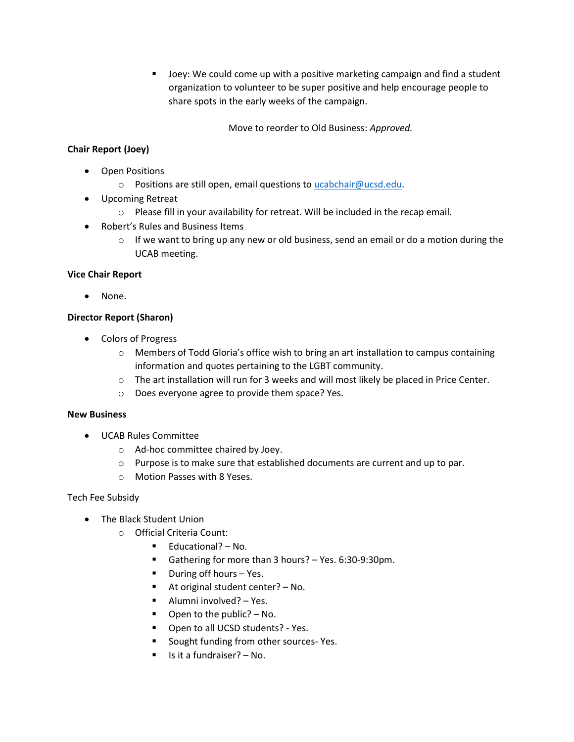- Joey: We could come up with a positive marketing campaign and find a student organization to volunteer to be super positive and help encourage people to share spots in the early weeks of the campaign.

Move to reorder to Old Business: *Approved.*

**Chair Report (Joey)**

- Open Positions
  - Positions are still open, email questions to [ucabchair@ucsd.edu](mailto:ucabchair@ucsd.edu).
- Upcoming Retreat
  - Please fill in your availability for retreat. Will be included in the recap email.
- Robert's Rules and Business Items
  - If we want to bring up any new or old business, send an email or do a motion during the UCAB meeting.

**Vice Chair Report**

- None.

**Director Report (Sharon)**

- Colors of Progress
  - Members of Todd Gloria's office wish to bring an art installation to campus containing information and quotes pertaining to the LGBT community.
  - The art installation will run for 3 weeks and will most likely be placed in Price Center.
  - Does everyone agree to provide them space? Yes.

**New Business**

- UCAB Rules Committee
  - Ad-hoc committee chaired by Joey.
  - Purpose is to make sure that established documents are current and up to par.
  - Motion Passes with 8 Yeses.

Tech Fee Subsidy

- The Black Student Union
  - Official Criteria Count:
    - Educational? – No.
    - Gathering for more than 3 hours? – Yes. 6:30-9:30pm.
    - During off hours – Yes.
    - At original student center? – No.
    - Alumni involved? – Yes.
    - Open to the public? – No.
    - Open to all UCSD students? - Yes.
    - Sought funding from other sources- Yes.
    - Is it a fundraiser? – No.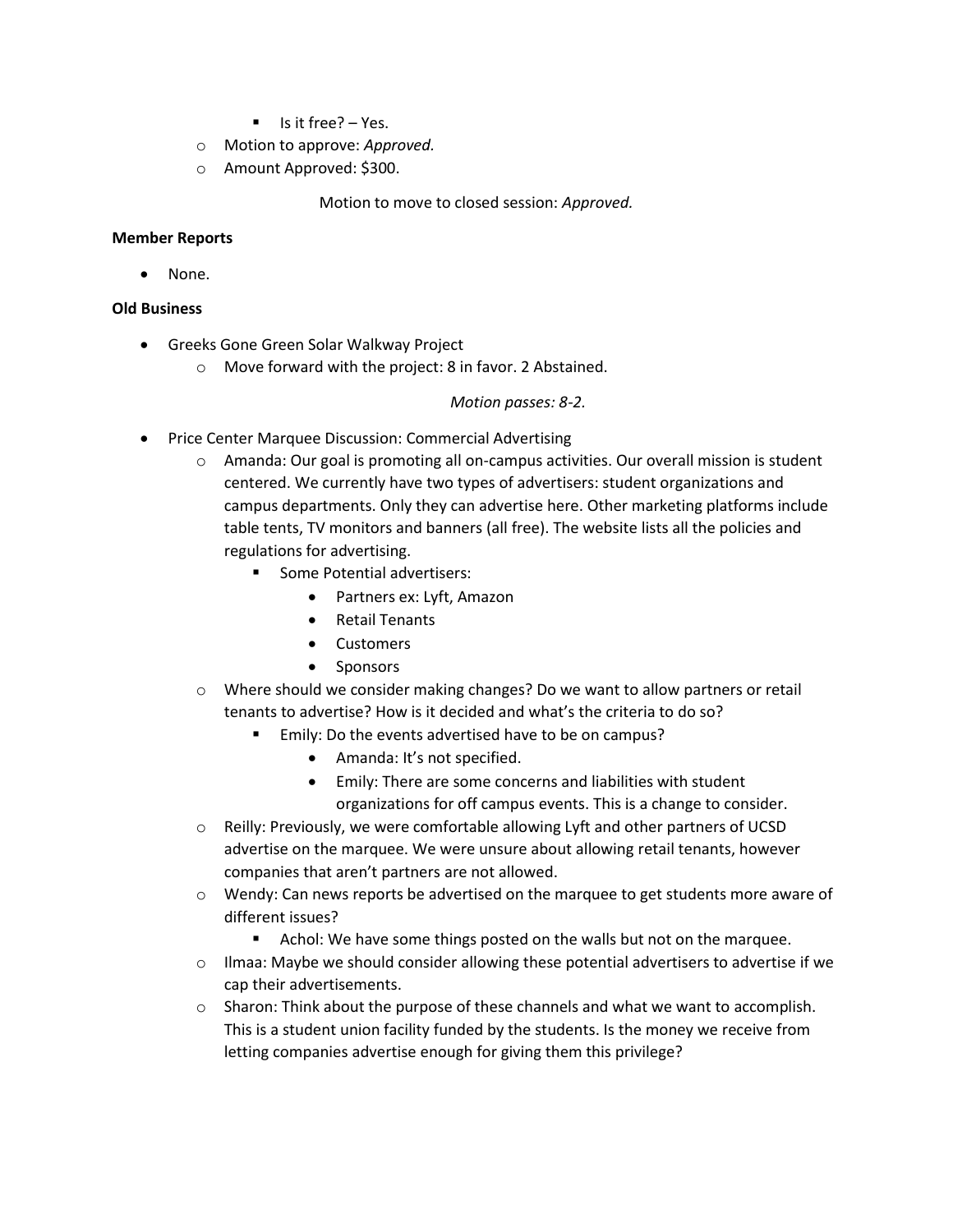- Is it free? – Yes.
  - Motion to approve: *Approved.*
  - Amount Approved: $300.

Motion to move to closed session: *Approved.*

**Member Reports**

- None.

**Old Business**

- Greeks Gone Green Solar Walkway Project
  - Move forward with the project: 8 in favor. 2 Abstained.

    *Motion passes: 8-2.*

- Price Center Marquee Discussion: Commercial Advertising
  - Amanda: Our goal is promoting all on-campus activities. Our overall mission is student centered. We currently have two types of advertisers: student organizations and campus departments. Only they can advertise here. Other marketing platforms include table tents, TV monitors and banners (all free). The website lists all the policies and regulations for advertising.
    - Some Potential advertisers:
      - Partners ex: Lyft, Amazon
      - Retail Tenants
      - Customers
      - Sponsors
  - Where should we consider making changes? Do we want to allow partners or retail tenants to advertise? How is it decided and what's the criteria to do so?
    - Emily: Do the events advertised have to be on campus?
      - Amanda: It's not specified.
      - Emily: There are some concerns and liabilities with student organizations for off campus events. This is a change to consider.
  - Reilly: Previously, we were comfortable allowing Lyft and other partners of UCSD advertise on the marquee. We were unsure about allowing retail tenants, however companies that aren't partners are not allowed.
  - Wendy: Can news reports be advertised on the marquee to get students more aware of different issues?
    - Achol: We have some things posted on the walls but not on the marquee.
  - Ilmaa: Maybe we should consider allowing these potential advertisers to advertise if we cap their advertisements.
  - Sharon: Think about the purpose of these channels and what we want to accomplish. This is a student union facility funded by the students. Is the money we receive from letting companies advertise enough for giving them this privilege?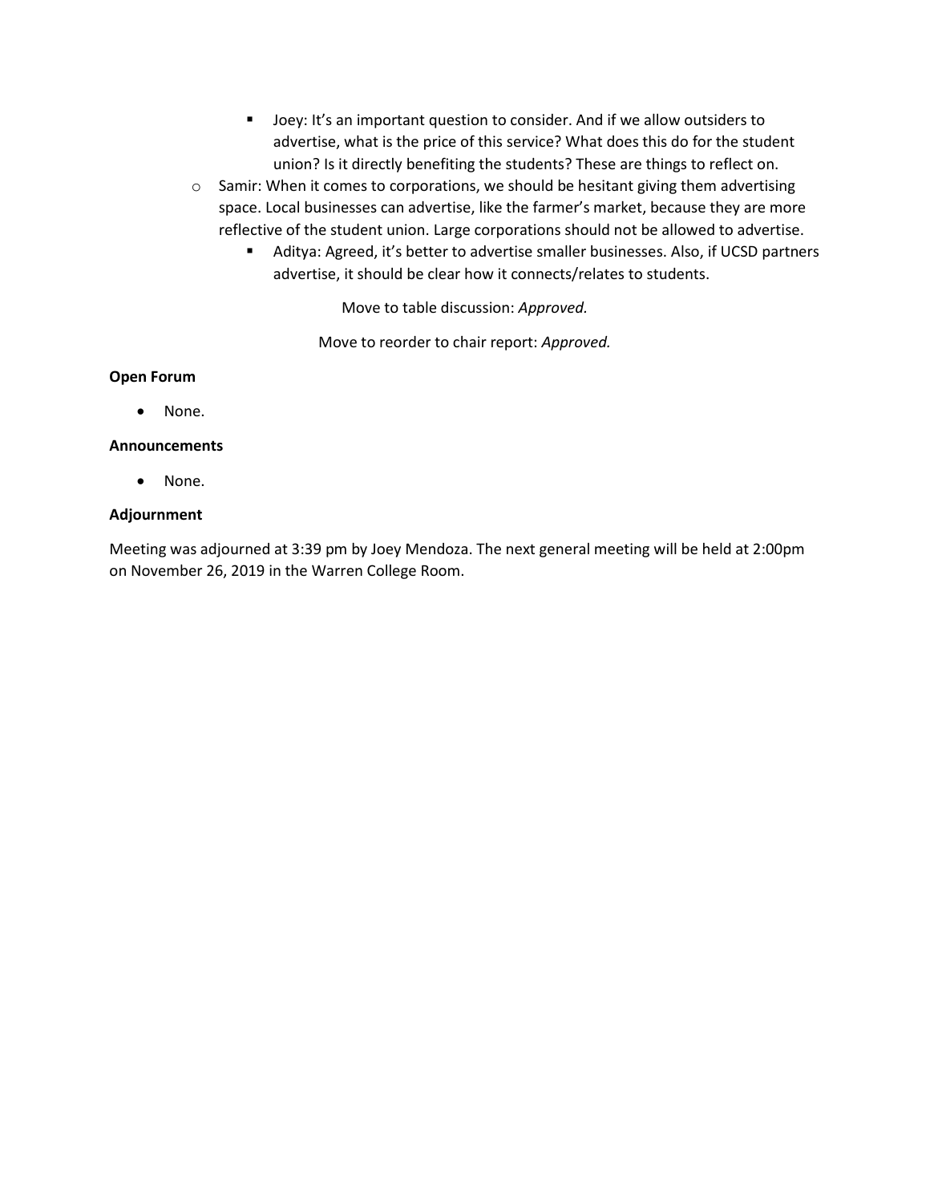- Joey: It's an important question to consider. And if we allow outsiders to advertise, what is the price of this service? What does this do for the student union? Is it directly benefiting the students? These are things to reflect on.
    - Samir: When it comes to corporations, we should be hesitant giving them advertising space. Local businesses can advertise, like the farmer's market, because they are more reflective of the student union. Large corporations should not be allowed to advertise.
        - Aditya: Agreed, it's better to advertise smaller businesses. Also, if UCSD partners advertise, it should be clear how it connects/relates to students.

Move to table discussion: *Approved.*

Move to reorder to chair report: *Approved.*

**Open Forum**

- None.

**Announcements**

- None.

**Adjournment**

Meeting was adjourned at 3:39 pm by Joey Mendoza. The next general meeting will be held at 2:00pm on November 26, 2019 in the Warren College Room.